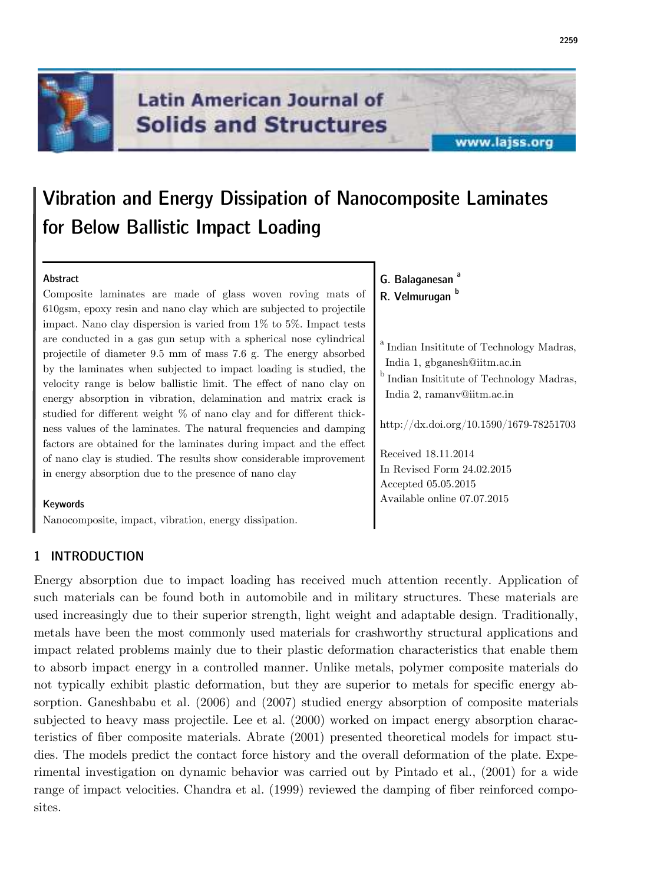# Vibration and Energy Dissipation of Nanocomposite Laminates for Below Ballistic Impact Loading

**G. Balaganesan** [a]
**R. Velmurugan** [b]

[a] Indian Insititute of Technology Madras, India 1, gbganesh@iitm.ac.in
[b] Indian Insititute of Technology Madras, India 2, ramanv@iitm.ac.in

http://dx.doi.org/10.1590/1679-78251703

Received 18.11.2014
In Revised Form 24.02.2015
Accepted 05.05.2015
Available online 07.07.2015

### Abstract

Composite laminates are made of glass woven roving mats of 610gsm, epoxy resin and nano clay which are subjected to projectile impact. Nano clay dispersion is varied from 1% to 5%. Impact tests are conducted in a gas gun setup with a spherical nose cylindrical projectile of diameter 9.5 mm of mass 7.6 g. The energy absorbed by the laminates when subjected to impact loading is studied, the velocity range is below ballistic limit. The effect of nano clay on energy absorption in vibration, delamination and matrix crack is studied for different weight % of nano clay and for different thickness values of the laminates. The natural frequencies and damping factors are obtained for the laminates during impact and the effect of nano clay is studied. The results show considerable improvement in energy absorption due to the presence of nano clay

### Keywords

Nanocomposite, impact, vibration, energy dissipation.

## 1 INTRODUCTION

Energy absorption due to impact loading has received much attention recently. Application of such materials can be found both in automobile and in military structures. These materials are used increasingly due to their superior strength, light weight and adaptable design. Traditionally, metals have been the most commonly used materials for crashworthy structural applications and impact related problems mainly due to their plastic deformation characteristics that enable them to absorb impact energy in a controlled manner. Unlike metals, polymer composite materials do not typically exhibit plastic deformation, but they are superior to metals for specific energy absorption. Ganeshbabu et al. (2006) and (2007) studied energy absorption of composite materials subjected to heavy mass projectile. Lee et al. (2000) worked on impact energy absorption characteristics of fiber composite materials. Abrate (2001) presented theoretical models for impact studies. The models predict the contact force history and the overall deformation of the plate. Experimental investigation on dynamic behavior was carried out by Pintado et al., (2001) for a wide range of impact velocities. Chandra et al. (1999) reviewed the damping of fiber reinforced composites.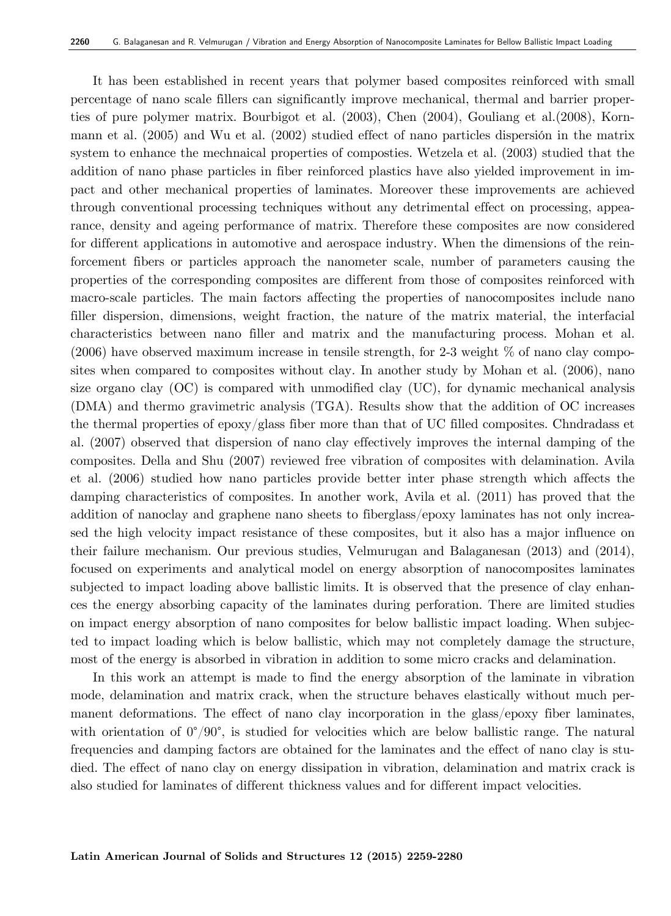It has been established in recent years that polymer based composites reinforced with small percentage of nano scale fillers can significantly improve mechanical, thermal and barrier properties of pure polymer matrix. Bourbigot et al. (2003), Chen (2004), Gouliang et al.(2008), Kornmann et al. (2005) and Wu et al. (2002) studied effect of nano particles dispersión in the matrix system to enhance the mechnaical properties of compostìes. Wetzela et al. (2003) studied that the addition of nano phase particles in fiber reinforced plastics have also yielded improvement in impact and other mechanical properties of laminates. Moreover these improvements are achieved through conventional processing techniques without any detrimental effect on processing, appearance, density and ageing performance of matrix. Therefore these composites are now considered for different applications in automotive and aerospace industry. When the dimensions of the reinforcement fibers or particles approach the nanometer scale, number of parameters causing the properties of the corresponding composites are different from those of composites reinforced with macro-scale particles. The main factors affecting the properties of nanocomposites include nano filler dispersion, dimensions, weight fraction, the nature of the matrix material, the interfacial characteristics between nano filler and matrix and the manufacturing process. Mohan et al. (2006) have observed maximum increase in tensile strength, for 2-3 weight % of nano clay composites when compared to composites without clay. In another study by Mohan et al. (2006), nano size organo clay (OC) is compared with unmodified clay (UC), for dynamic mechanical analysis (DMA) and thermo gravimetric analysis (TGA). Results show that the addition of OC increases the thermal properties of epoxy/glass fiber more than that of UC filled composites. Chndradass et al. (2007) observed that dispersion of nano clay effectively improves the internal damping of the composites. Della and Shu (2007) reviewed free vibration of composites with delamination. Avila et al. (2006) studied how nano particles provide better inter phase strength which affects the damping characteristics of composites. In another work, Avila et al. (2011) has proved that the addition of nanoclay and graphene nano sheets to fiberglass/epoxy laminates has not only increased the high velocity impact resistance of these composites, but it also has a major influence on their failure mechanism. Our previous studies, Velmurugan and Balaganesan (2013) and (2014), focused on experiments and analytical model on energy absorption of nanocomposites laminates subjected to impact loading above ballistic limits. It is observed that the presence of clay enhances the energy absorbing capacity of the laminates during perforation. There are limited studies on impact energy absorption of nano composites for below ballistic impact loading. When subjected to impact loading which is below ballistic, which may not completely damage the structure, most of the energy is absorbed in vibration in addition to some micro cracks and delamination.

In this work an attempt is made to find the energy absorption of the laminate in vibration mode, delamination and matrix crack, when the structure behaves elastically without much permanent deformations. The effect of nano clay incorporation in the glass/epoxy fiber laminates, with orientation of $0°/90°$, is studied for velocities which are below ballistic range. The natural frequencies and damping factors are obtained for the laminates and the effect of nano clay is studied. The effect of nano clay on energy dissipation in vibration, delamination and matrix crack is also studied for laminates of different thickness values and for different impact velocities.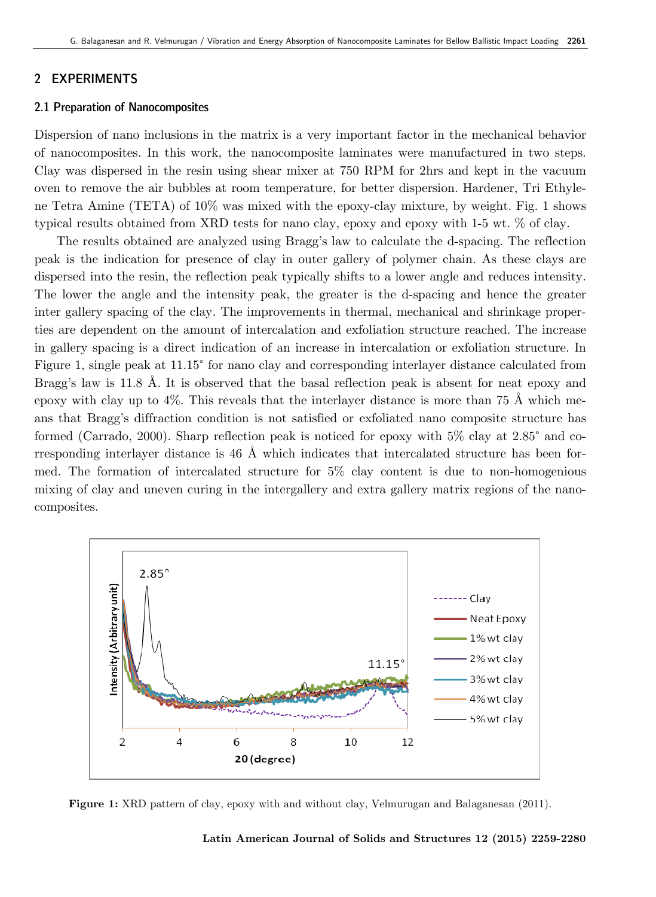## 2 EXPERIMENTS

### 2.1 Preparation of Nanocomposites

Dispersion of nano inclusions in the matrix is a very important factor in the mechanical behavior of nanocomposites. In this work, the nanocomposite laminates were manufactured in two steps. Clay was dispersed in the resin using shear mixer at 750 RPM for 2hrs and kept in the vacuum oven to remove the air bubbles at room temperature, for better dispersion. Hardener, Tri Ethylene Tetra Amine (TETA) of 10% was mixed with the epoxy-clay mixture, by weight. Fig. 1 shows typical results obtained from XRD tests for nano clay, epoxy and epoxy with 1-5 wt. % of clay.

The results obtained are analyzed using Bragg's law to calculate the d-spacing. The reflection peak is the indication for presence of clay in outer gallery of polymer chain. As these clays are dispersed into the resin, the reflection peak typically shifts to a lower angle and reduces intensity. The lower the angle and the intensity peak, the greater is the d-spacing and hence the greater inter gallery spacing of the clay. The improvements in thermal, mechanical and shrinkage properties are dependent on the amount of intercalation and exfoliation structure reached. The increase in gallery spacing is a direct indication of an increase in intercalation or exfoliation structure. In Figure 1, single peak at 11.15° for nano clay and corresponding interlayer distance calculated from Bragg's law is 11.8 Å. It is observed that the basal reflection peak is absent for neat epoxy and epoxy with clay up to 4%. This reveals that the interlayer distance is more than 75 Å which means that Bragg's diffraction condition is not satisfied or exfoliated nano composite structure has formed (Carrado, 2000). Sharp reflection peak is noticed for epoxy with 5% clay at 2.85° and corresponding interlayer distance is 46 Å which indicates that intercalated structure has been formed. The formation of intercalated structure for 5% clay content is due to non-homogenious mixing of clay and uneven curing in the intergallery and extra gallery matrix regions of the nanocomposites.

**Figure 1:** XRD pattern of clay, epoxy with and without clay, Velmurugan and Balaganesan (2011).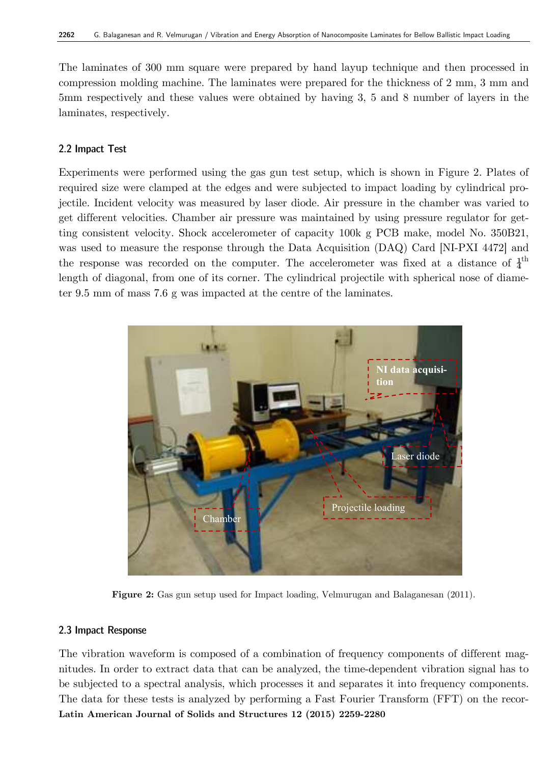The laminates of 300 mm square were prepared by hand layup technique and then processed in compression molding machine. The laminates were prepared for the thickness of 2 mm, 3 mm and 5mm respectively and these values were obtained by having 3, 5 and 8 number of layers in the laminates, respectively.

## 2.2 Impact Test

Experiments were performed using the gas gun test setup, which is shown in Figure 2. Plates of required size were clamped at the edges and were subjected to impact loading by cylindrical projectile. Incident velocity was measured by laser diode. Air pressure in the chamber was varied to get different velocities. Chamber air pressure was maintained by using pressure regulator for getting consistent velocity. Shock accelerometer of capacity 100k g PCB make, model No. 350B21, was used to measure the response through the Data Acquisition (DAQ) Card [NI-PXI 4472] and the response was recorded on the computer. The accelerometer was fixed at a distance of $\frac{1}{4}^{\text{th}}$ length of diagonal, from one of its corner. The cylindrical projectile with spherical nose of diameter 9.5 mm of mass 7.6 g was impacted at the centre of the laminates.

**Figure 2:** Gas gun setup used for Impact loading, Velmurugan and Balaganesan (2011).

## 2.3 Impact Response

The vibration waveform is composed of a combination of frequency components of different magnitudes. In order to extract data that can be analyzed, the time-dependent vibration signal has to be subjected to a spectral analysis, which processes it and separates it into frequency components. The data for these tests is analyzed by performing a Fast Fourier Transform (FFT) on the recor-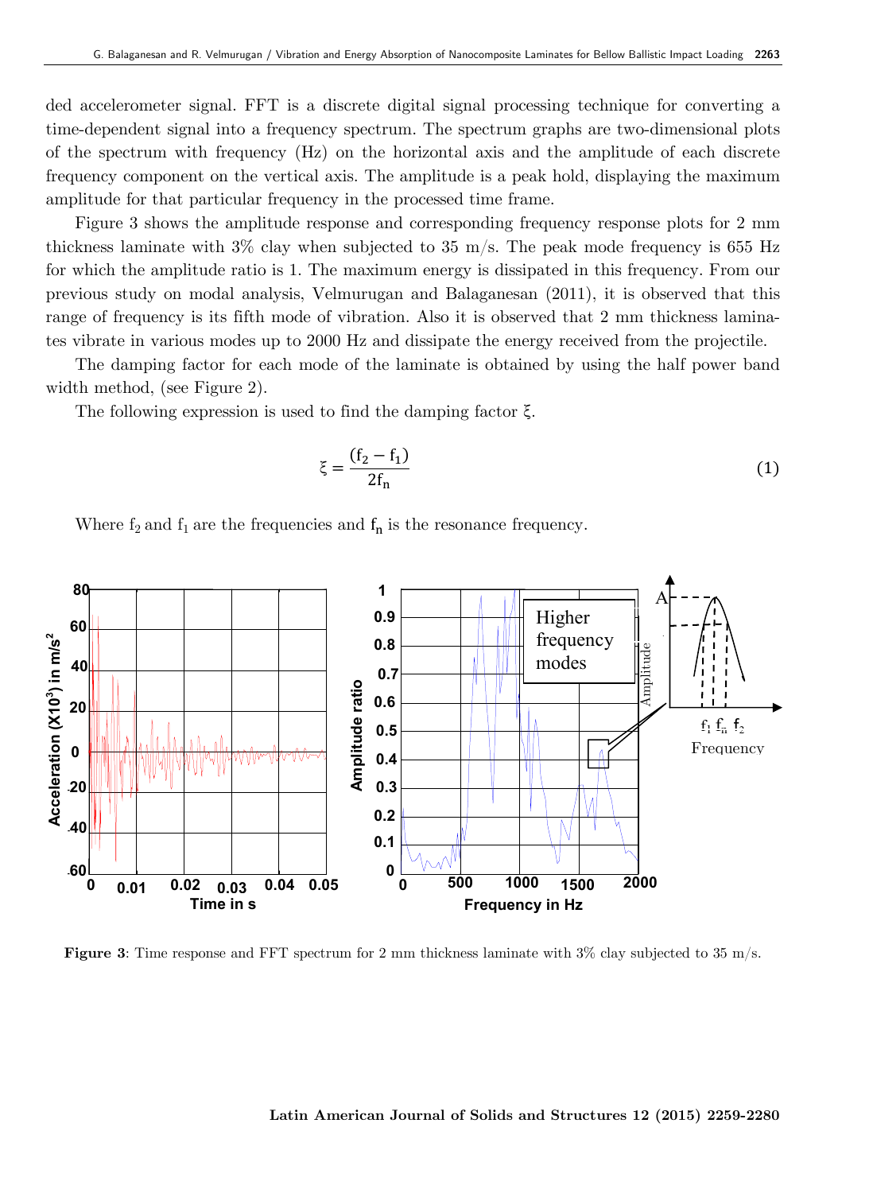ded accelerometer signal. FFT is a discrete digital signal processing technique for converting a time-dependent signal into a frequency spectrum. The spectrum graphs are two-dimensional plots of the spectrum with frequency (Hz) on the horizontal axis and the amplitude of each discrete frequency component on the vertical axis. The amplitude is a peak hold, displaying the maximum amplitude for that particular frequency in the processed time frame.

Figure 3 shows the amplitude response and corresponding frequency response plots for 2 mm thickness laminate with 3% clay when subjected to 35 m/s. The peak mode frequency is 655 Hz for which the amplitude ratio is 1. The maximum energy is dissipated in this frequency. From our previous study on modal analysis, Velmurugan and Balaganesan (2011), it is observed that this range of frequency is its fifth mode of vibration. Also it is observed that 2 mm thickness laminates vibrate in various modes up to 2000 Hz and dissipate the energy received from the projectile.

The damping factor for each mode of the laminate is obtained by using the half power band width method, (see Figure 2).

The following expression is used to find the damping factor ξ.

$$\xi = \frac{(f_2 - f_1)}{2f_n} \tag{1}$$

Where $f_2$ and $f_1$ are the frequencies and $f_n$ is the resonance frequency.

**Figure 3**: Time response and FFT spectrum for 2 mm thickness laminate with 3% clay subjected to 35 m/s.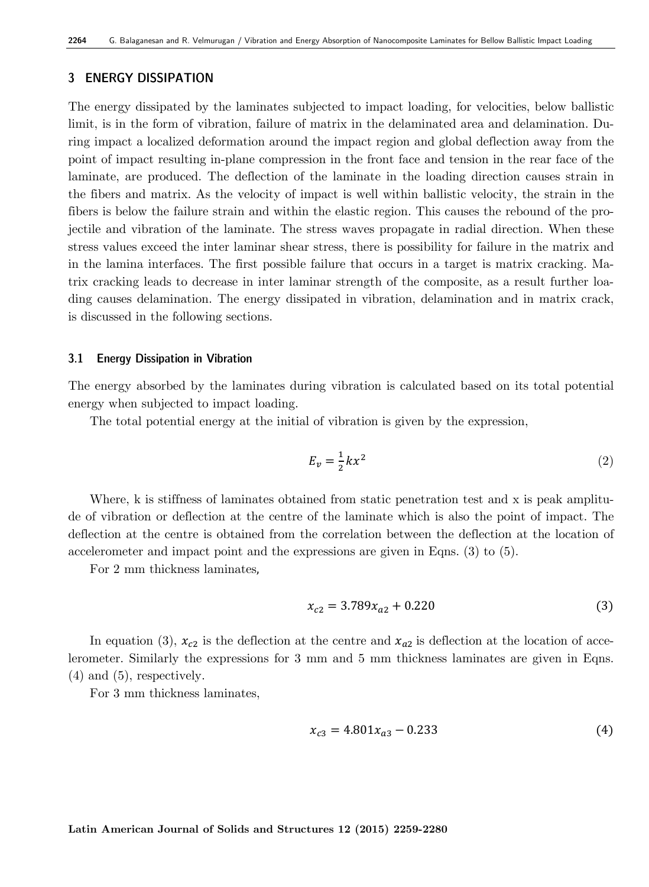## 3 ENERGY DISSIPATION

The energy dissipated by the laminates subjected to impact loading, for velocities, below ballistic limit, is in the form of vibration, failure of matrix in the delaminated area and delamination. During impact a localized deformation around the impact region and global deflection away from the point of impact resulting in-plane compression in the front face and tension in the rear face of the laminate, are produced. The deflection of the laminate in the loading direction causes strain in the fibers and matrix. As the velocity of impact is well within ballistic velocity, the strain in the fibers is below the failure strain and within the elastic region. This causes the rebound of the projectile and vibration of the laminate. The stress waves propagate in radial direction. When these stress values exceed the inter laminar shear stress, there is possibility for failure in the matrix and in the lamina interfaces. The first possible failure that occurs in a target is matrix cracking. Matrix cracking leads to decrease in inter laminar strength of the composite, as a result further loading causes delamination. The energy dissipated in vibration, delamination and in matrix crack, is discussed in the following sections.

### 3.1 Energy Dissipation in Vibration

The energy absorbed by the laminates during vibration is calculated based on its total potential energy when subjected to impact loading.

The total potential energy at the initial of vibration is given by the expression,

$$E_v = \frac{1}{2}kx^2 \tag{2}$$

Where, k is stiffness of laminates obtained from static penetration test and x is peak amplitude of vibration or deflection at the centre of the laminate which is also the point of impact. The deflection at the centre is obtained from the correlation between the deflection at the location of accelerometer and impact point and the expressions are given in Eqns. (3) to (5).

For 2 mm thickness laminates,

$$x_{c2} = 3.789x_{a2} + 0.220 \tag{3}$$

In equation (3), $x_{c2}$ is the deflection at the centre and $x_{a2}$ is deflection at the location of accelerometer. Similarly the expressions for 3 mm and 5 mm thickness laminates are given in Eqns. (4) and (5), respectively.

For 3 mm thickness laminates,

$$x_{c3} = 4.801x_{a3} - 0.233 \tag{4}$$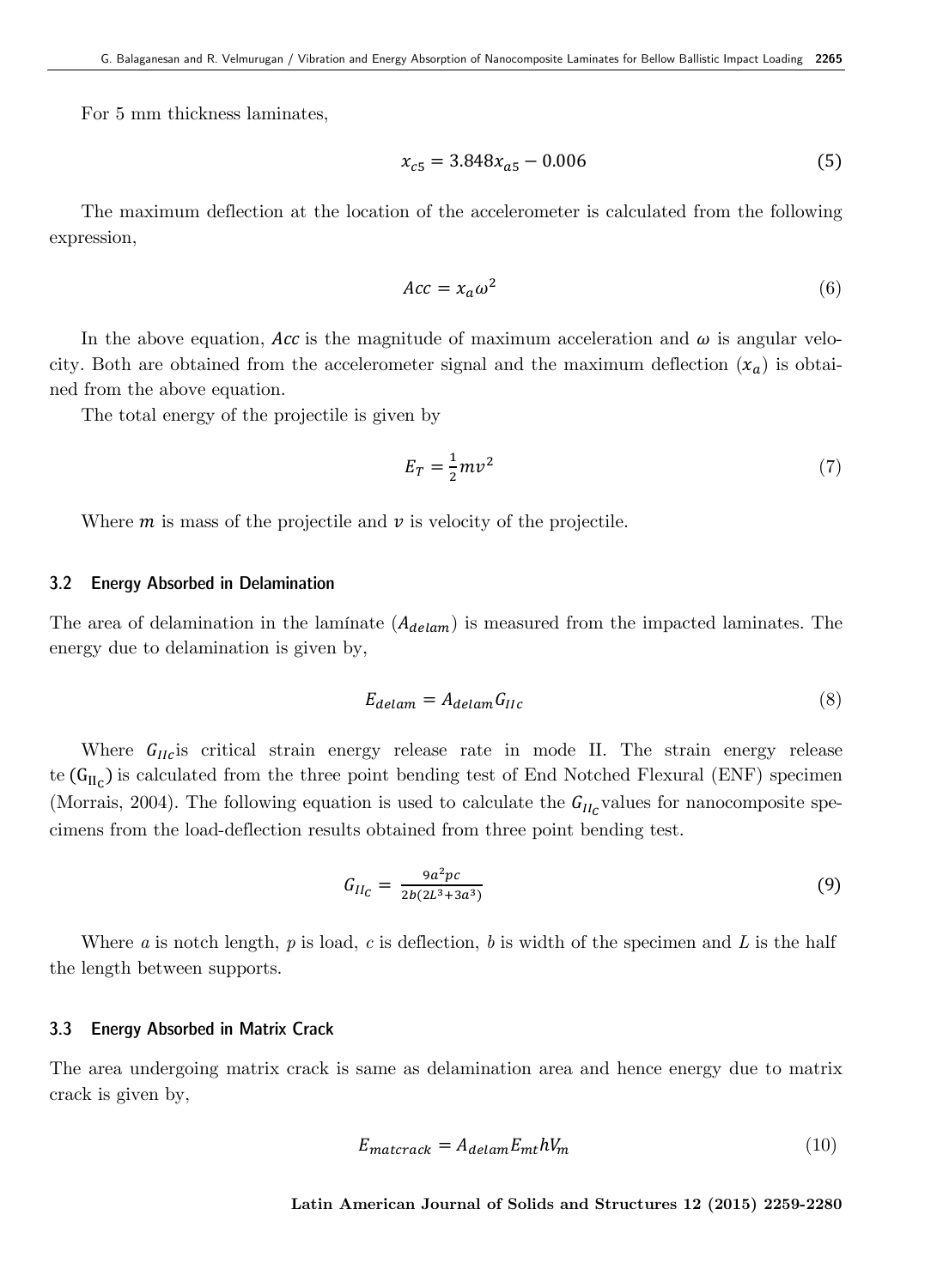For 5 mm thickness laminates,

$$x_{c5} = 3.848x_{a5} - 0.006 \tag{5}$$

The maximum deflection at the location of the accelerometer is calculated from the following expression,

$$Acc = x_a\omega^2 \tag{6}$$

In the above equation, $Acc$ is the magnitude of maximum acceleration and $\omega$ is angular velocity. Both are obtained from the accelerometer signal and the maximum deflection ($x_a$) is obtained from the above equation.

The total energy of the projectile is given by

$$E_T = \frac{1}{2}mv^2 \tag{7}$$

Where $m$ is mass of the projectile and $v$ is velocity of the projectile.

### 3.2 Energy Absorbed in Delamination

The area of delamination in the lamínate ($A_{delam}$) is measured from the impacted laminates. The energy due to delamination is given by,

$$E_{delam} = A_{delam}G_{IIc} \tag{8}$$

Where $G_{IIc}$is critical strain energy release rate in mode II. The strain energy release te ($G_{II_c}$) is calculated from the three point bending test of End Notched Flexural (ENF) specimen (Morrais, 2004). The following equation is used to calculate the $G_{II_c}$values for nanocomposite specimens from the load-deflection results obtained from three point bending test.

$$G_{II_C} = \frac{9a^2pc}{2b(2L^3+3a^3)} \tag{9}$$

Where $a$ is notch length, $p$ is load, $c$ is deflection, $b$ is width of the specimen and $L$ is the half the length between supports.

### 3.3 Energy Absorbed in Matrix Crack

The area undergoing matrix crack is same as delamination area and hence energy due to matrix crack is given by,

$$E_{matcrack} = A_{delam}E_{mt}hV_m \tag{10}$$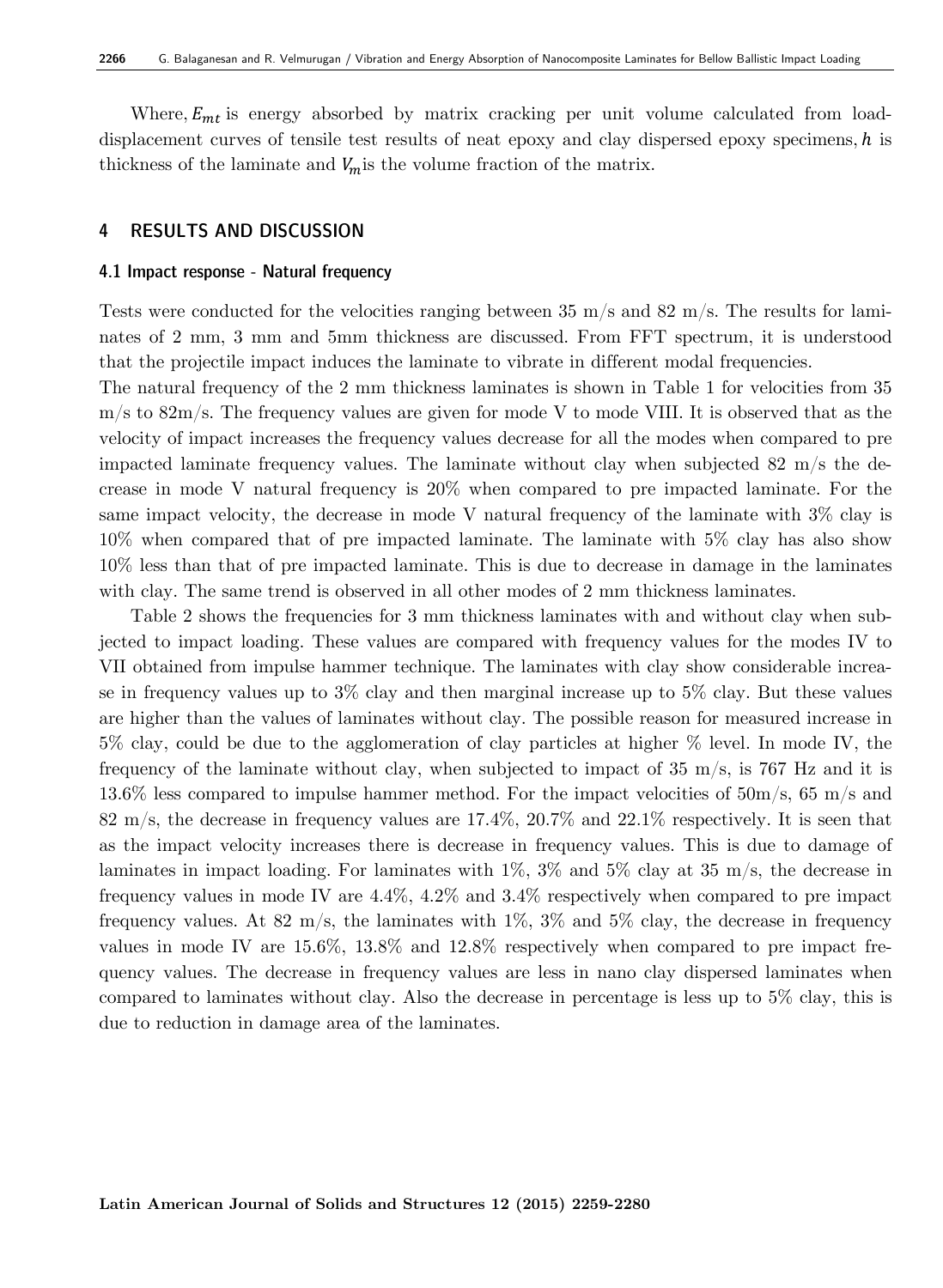Where, $E_{mt}$ is energy absorbed by matrix cracking per unit volume calculated from load-displacement curves of tensile test results of neat epoxy and clay dispersed epoxy specimens, $h$ is thickness of the laminate and $V_m$is the volume fraction of the matrix.

## 4 RESULTS AND DISCUSSION

### 4.1 Impact response - Natural frequency

Tests were conducted for the velocities ranging between 35 m/s and 82 m/s. The results for laminates of 2 mm, 3 mm and 5mm thickness are discussed. From FFT spectrum, it is understood that the projectile impact induces the laminate to vibrate in different modal frequencies.

The natural frequency of the 2 mm thickness laminates is shown in Table 1 for velocities from 35 m/s to 82m/s. The frequency values are given for mode V to mode VIII. It is observed that as the velocity of impact increases the frequency values decrease for all the modes when compared to pre impacted laminate frequency values. The laminate without clay when subjected 82 m/s the decrease in mode V natural frequency is 20% when compared to pre impacted laminate. For the same impact velocity, the decrease in mode V natural frequency of the laminate with 3% clay is 10% when compared that of pre impacted laminate. The laminate with 5% clay has also show 10% less than that of pre impacted laminate. This is due to decrease in damage in the laminates with clay. The same trend is observed in all other modes of 2 mm thickness laminates.

Table 2 shows the frequencies for 3 mm thickness laminates with and without clay when subjected to impact loading. These values are compared with frequency values for the modes IV to VII obtained from impulse hammer technique. The laminates with clay show considerable increase in frequency values up to 3% clay and then marginal increase up to 5% clay. But these values are higher than the values of laminates without clay. The possible reason for measured increase in 5% clay, could be due to the agglomeration of clay particles at higher % level. In mode IV, the frequency of the laminate without clay, when subjected to impact of 35 m/s, is 767 Hz and it is 13.6% less compared to impulse hammer method. For the impact velocities of 50m/s, 65 m/s and 82 m/s, the decrease in frequency values are 17.4%, 20.7% and 22.1% respectively. It is seen that as the impact velocity increases there is decrease in frequency values. This is due to damage of laminates in impact loading. For laminates with 1%, 3% and 5% clay at 35 m/s, the decrease in frequency values in mode IV are 4.4%, 4.2% and 3.4% respectively when compared to pre impact frequency values. At 82 m/s, the laminates with 1%, 3% and 5% clay, the decrease in frequency values in mode IV are 15.6%, 13.8% and 12.8% respectively when compared to pre impact frequency values. The decrease in frequency values are less in nano clay dispersed laminates when compared to laminates without clay. Also the decrease in percentage is less up to 5% clay, this is due to reduction in damage area of the laminates.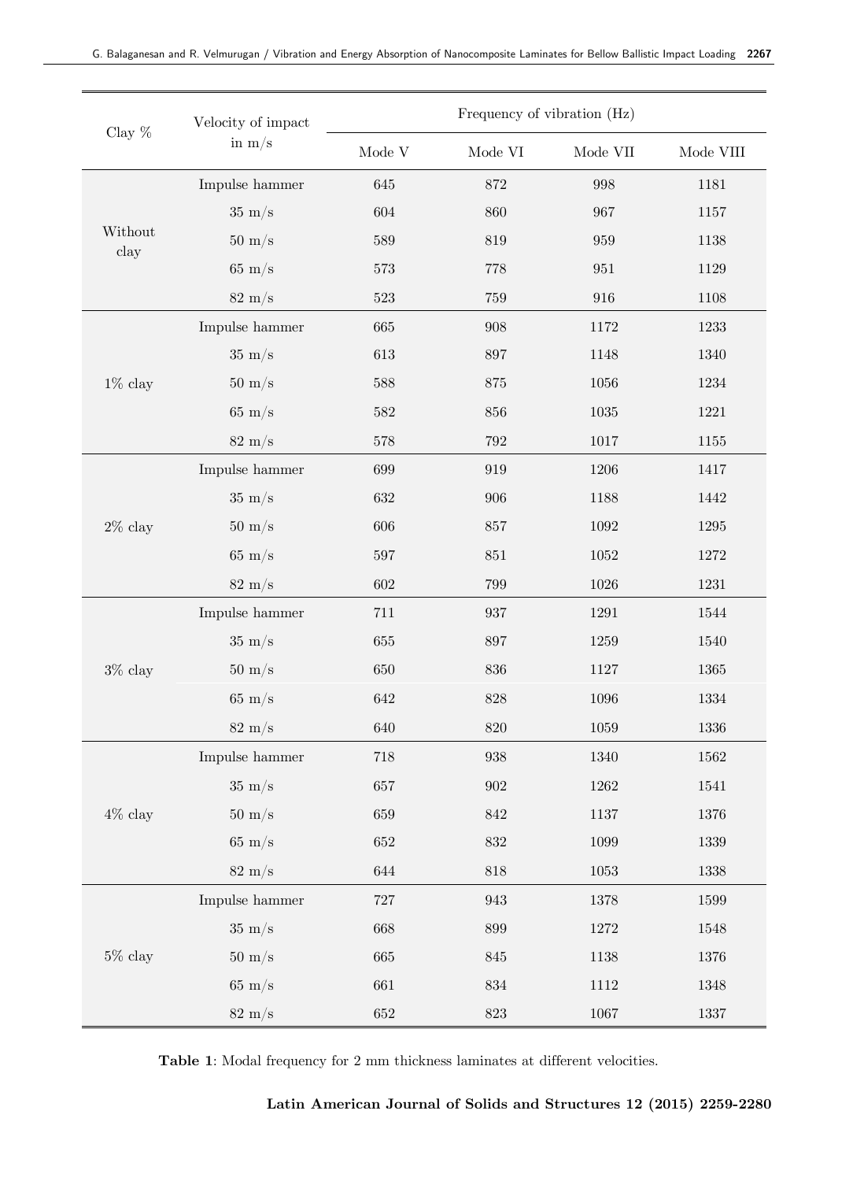| Clay % | Velocity of impact in m/s | Frequency of vibration (Hz) | | | |
|---|---|---|---|---|---|
| | | Mode V | Mode VI | Mode VII | Mode VIII |
| Without clay | Impulse hammer | 645 | 872 | 998 | 1181 |
| | 35 m/s | 604 | 860 | 967 | 1157 |
| | 50 m/s | 589 | 819 | 959 | 1138 |
| | 65 m/s | 573 | 778 | 951 | 1129 |
| | 82 m/s | 523 | 759 | 916 | 1108 |
| 1% clay | Impulse hammer | 665 | 908 | 1172 | 1233 |
| | 35 m/s | 613 | 897 | 1148 | 1340 |
| | 50 m/s | 588 | 875 | 1056 | 1234 |
| | 65 m/s | 582 | 856 | 1035 | 1221 |
| | 82 m/s | 578 | 792 | 1017 | 1155 |
| 2% clay | Impulse hammer | 699 | 919 | 1206 | 1417 |
| | 35 m/s | 632 | 906 | 1188 | 1442 |
| | 50 m/s | 606 | 857 | 1092 | 1295 |
| | 65 m/s | 597 | 851 | 1052 | 1272 |
| | 82 m/s | 602 | 799 | 1026 | 1231 |
| 3% clay | Impulse hammer | 711 | 937 | 1291 | 1544 |
| | 35 m/s | 655 | 897 | 1259 | 1540 |
| | 50 m/s | 650 | 836 | 1127 | 1365 |
| | 65 m/s | 642 | 828 | 1096 | 1334 |
| | 82 m/s | 640 | 820 | 1059 | 1336 |
| 4% clay | Impulse hammer | 718 | 938 | 1340 | 1562 |
| | 35 m/s | 657 | 902 | 1262 | 1541 |
| | 50 m/s | 659 | 842 | 1137 | 1376 |
| | 65 m/s | 652 | 832 | 1099 | 1339 |
| | 82 m/s | 644 | 818 | 1053 | 1338 |
| 5% clay | Impulse hammer | 727 | 943 | 1378 | 1599 |
| | 35 m/s | 668 | 899 | 1272 | 1548 |
| | 50 m/s | 665 | 845 | 1138 | 1376 |
| | 65 m/s | 661 | 834 | 1112 | 1348 |
| | 82 m/s | 652 | 823 | 1067 | 1337 |

**Table 1**: Modal frequency for 2 mm thickness laminates at different velocities.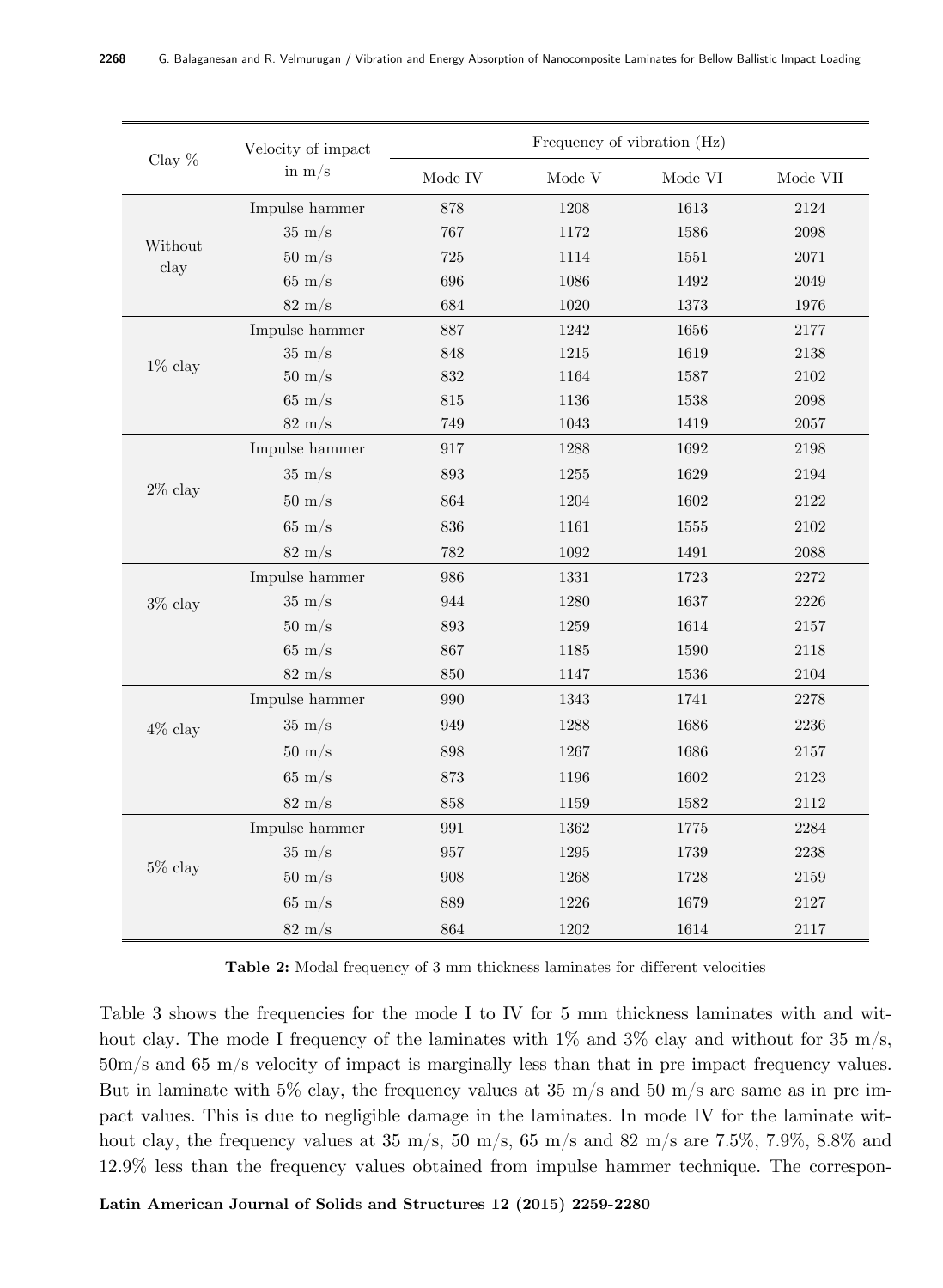| Clay % | Velocity of impact in m/s | Frequency of vibration (Hz) | | | |
|---|---|---|---|---|---|
| | | Mode IV | Mode V | Mode VI | Mode VII |
| Without clay | Impulse hammer | 878 | 1208 | 1613 | 2124 |
| | 35 m/s | 767 | 1172 | 1586 | 2098 |
| | 50 m/s | 725 | 1114 | 1551 | 2071 |
| | 65 m/s | 696 | 1086 | 1492 | 2049 |
| | 82 m/s | 684 | 1020 | 1373 | 1976 |
| 1% clay | Impulse hammer | 887 | 1242 | 1656 | 2177 |
| | 35 m/s | 848 | 1215 | 1619 | 2138 |
| | 50 m/s | 832 | 1164 | 1587 | 2102 |
| | 65 m/s | 815 | 1136 | 1538 | 2098 |
| | 82 m/s | 749 | 1043 | 1419 | 2057 |
| 2% clay | Impulse hammer | 917 | 1288 | 1692 | 2198 |
| | 35 m/s | 893 | 1255 | 1629 | 2194 |
| | 50 m/s | 864 | 1204 | 1602 | 2122 |
| | 65 m/s | 836 | 1161 | 1555 | 2102 |
| | 82 m/s | 782 | 1092 | 1491 | 2088 |
| 3% clay | Impulse hammer | 986 | 1331 | 1723 | 2272 |
| | 35 m/s | 944 | 1280 | 1637 | 2226 |
| | 50 m/s | 893 | 1259 | 1614 | 2157 |
| | 65 m/s | 867 | 1185 | 1590 | 2118 |
| | 82 m/s | 850 | 1147 | 1536 | 2104 |
| 4% clay | Impulse hammer | 990 | 1343 | 1741 | 2278 |
| | 35 m/s | 949 | 1288 | 1686 | 2236 |
| | 50 m/s | 898 | 1267 | 1686 | 2157 |
| | 65 m/s | 873 | 1196 | 1602 | 2123 |
| | 82 m/s | 858 | 1159 | 1582 | 2112 |
| 5% clay | Impulse hammer | 991 | 1362 | 1775 | 2284 |
| | 35 m/s | 957 | 1295 | 1739 | 2238 |
| | 50 m/s | 908 | 1268 | 1728 | 2159 |
| | 65 m/s | 889 | 1226 | 1679 | 2127 |
| | 82 m/s | 864 | 1202 | 1614 | 2117 |

**Table 2:** Modal frequency of 3 mm thickness laminates for different velocities

Table 3 shows the frequencies for the mode I to IV for 5 mm thickness laminates with and without clay. The mode I frequency of the laminates with 1% and 3% clay and without for 35 m/s, 50m/s and 65 m/s velocity of impact is marginally less than that in pre impact frequency values. But in laminate with 5% clay, the frequency values at 35 m/s and 50 m/s are same as in pre impact values. This is due to negligible damage in the laminates. In mode IV for the laminate without clay, the frequency values at 35 m/s, 50 m/s, 65 m/s and 82 m/s are 7.5%, 7.9%, 8.8% and 12.9% less than the frequency values obtained from impulse hammer technique. The correspon-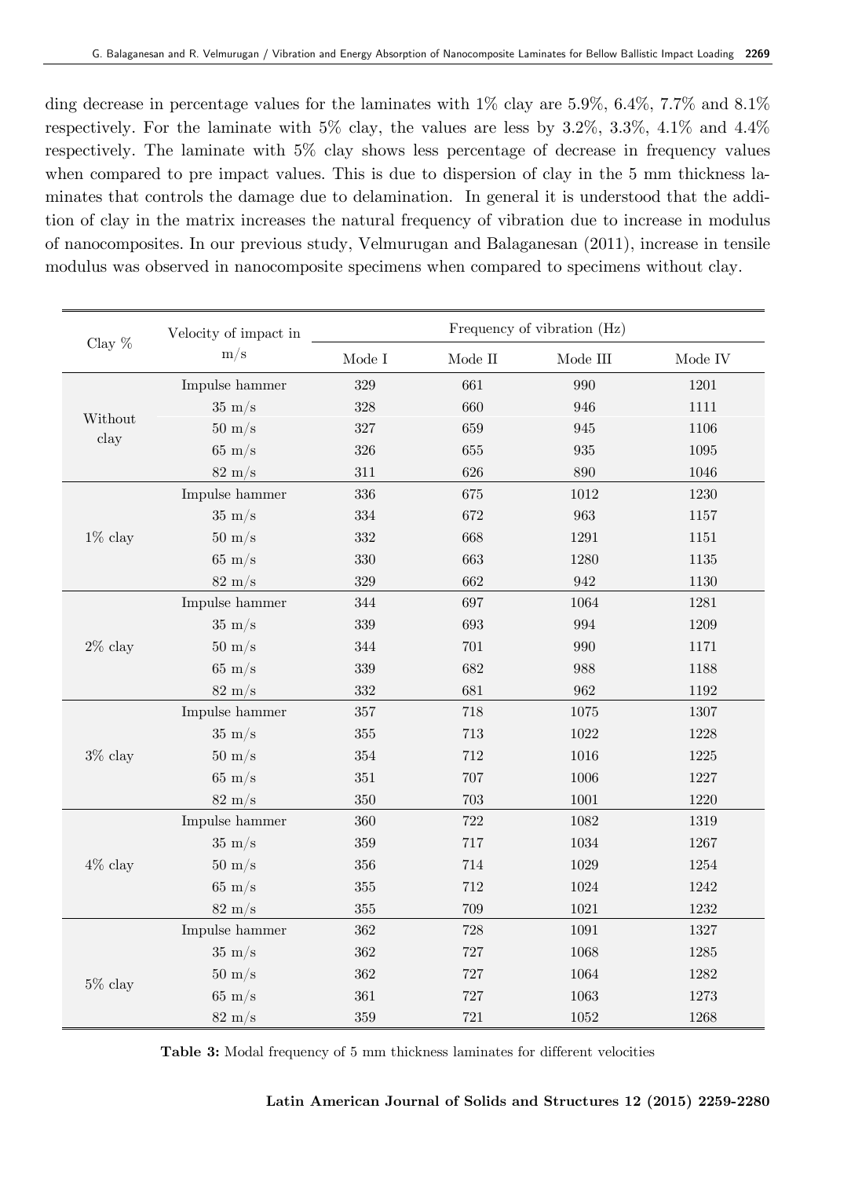ding decrease in percentage values for the laminates with 1% clay are 5.9%, 6.4%, 7.7% and 8.1% respectively. For the laminate with 5% clay, the values are less by 3.2%, 3.3%, 4.1% and 4.4% respectively. The laminate with 5% clay shows less percentage of decrease in frequency values when compared to pre impact values. This is due to dispersion of clay in the 5 mm thickness laminates that controls the damage due to delamination. In general it is understood that the addition of clay in the matrix increases the natural frequency of vibration due to increase in modulus of nanocomposites. In our previous study, Velmurugan and Balaganesan (2011), increase in tensile modulus was observed in nanocomposite specimens when compared to specimens without clay.

| Clay % | Velocity of impact in m/s | Frequency of vibration (Hz) | | | |
|---|---|---|---|---|---|
| | | Mode I | Mode II | Mode III | Mode IV |
| Without clay | Impulse hammer | 329 | 661 | 990 | 1201 |
| | 35 m/s | 328 | 660 | 946 | 1111 |
| | 50 m/s | 327 | 659 | 945 | 1106 |
| | 65 m/s | 326 | 655 | 935 | 1095 |
| | 82 m/s | 311 | 626 | 890 | 1046 |
| 1% clay | Impulse hammer | 336 | 675 | 1012 | 1230 |
| | 35 m/s | 334 | 672 | 963 | 1157 |
| | 50 m/s | 332 | 668 | 1291 | 1151 |
| | 65 m/s | 330 | 663 | 1280 | 1135 |
| | 82 m/s | 329 | 662 | 942 | 1130 |
| 2% clay | Impulse hammer | 344 | 697 | 1064 | 1281 |
| | 35 m/s | 339 | 693 | 994 | 1209 |
| | 50 m/s | 344 | 701 | 990 | 1171 |
| | 65 m/s | 339 | 682 | 988 | 1188 |
| | 82 m/s | 332 | 681 | 962 | 1192 |
| 3% clay | Impulse hammer | 357 | 718 | 1075 | 1307 |
| | 35 m/s | 355 | 713 | 1022 | 1228 |
| | 50 m/s | 354 | 712 | 1016 | 1225 |
| | 65 m/s | 351 | 707 | 1006 | 1227 |
| | 82 m/s | 350 | 703 | 1001 | 1220 |
| 4% clay | Impulse hammer | 360 | 722 | 1082 | 1319 |
| | 35 m/s | 359 | 717 | 1034 | 1267 |
| | 50 m/s | 356 | 714 | 1029 | 1254 |
| | 65 m/s | 355 | 712 | 1024 | 1242 |
| | 82 m/s | 355 | 709 | 1021 | 1232 |
| 5% clay | Impulse hammer | 362 | 728 | 1091 | 1327 |
| | 35 m/s | 362 | 727 | 1068 | 1285 |
| | 50 m/s | 362 | 727 | 1064 | 1282 |
| | 65 m/s | 361 | 727 | 1063 | 1273 |
| | 82 m/s | 359 | 721 | 1052 | 1268 |

**Table 3:** Modal frequency of 5 mm thickness laminates for different velocities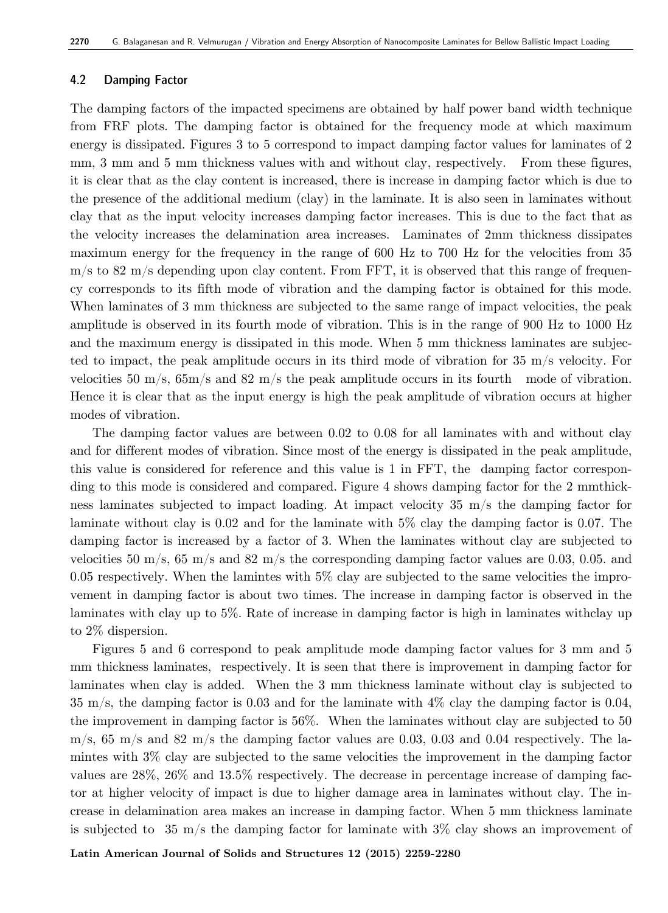### 4.2 Damping Factor

The damping factors of the impacted specimens are obtained by half power band width technique from FRF plots. The damping factor is obtained for the frequency mode at which maximum energy is dissipated. Figures 3 to 5 correspond to impact damping factor values for laminates of 2 mm, 3 mm and 5 mm thickness values with and without clay, respectively. From these figures, it is clear that as the clay content is increased, there is increase in damping factor which is due to the presence of the additional medium (clay) in the laminate. It is also seen in laminates without clay that as the input velocity increases damping factor increases. This is due to the fact that as the velocity increases the delamination area increases. Laminates of 2mm thickness dissipates maximum energy for the frequency in the range of 600 Hz to 700 Hz for the velocities from 35 m/s to 82 m/s depending upon clay content. From FFT, it is observed that this range of frequency corresponds to its fifth mode of vibration and the damping factor is obtained for this mode. When laminates of 3 mm thickness are subjected to the same range of impact velocities, the peak amplitude is observed in its fourth mode of vibration. This is in the range of 900 Hz to 1000 Hz and the maximum energy is dissipated in this mode. When 5 mm thickness laminates are subjected to impact, the peak amplitude occurs in its third mode of vibration for 35 m/s velocity. For velocities 50 m/s, 65m/s and 82 m/s the peak amplitude occurs in its fourth mode of vibration. Hence it is clear that as the input energy is high the peak amplitude of vibration occurs at higher modes of vibration.

The damping factor values are between 0.02 to 0.08 for all laminates with and without clay and for different modes of vibration. Since most of the energy is dissipated in the peak amplitude, this value is considered for reference and this value is 1 in FFT, the damping factor corresponding to this mode is considered and compared. Figure 4 shows damping factor for the 2 mmthickness laminates subjected to impact loading. At impact velocity 35 m/s the damping factor for laminate without clay is 0.02 and for the laminate with 5% clay the damping factor is 0.07. The damping factor is increased by a factor of 3. When the laminates without clay are subjected to velocities 50 m/s, 65 m/s and 82 m/s the corresponding damping factor values are 0.03, 0.05. and 0.05 respectively. When the lamintes with 5% clay are subjected to the same velocities the improvement in damping factor is about two times. The increase in damping factor is observed in the laminates with clay up to 5%. Rate of increase in damping factor is high in laminates withclay up to 2% dispersion.

Figures 5 and 6 correspond to peak amplitude mode damping factor values for 3 mm and 5 mm thickness laminates, respectively. It is seen that there is improvement in damping factor for laminates when clay is added. When the 3 mm thickness laminate without clay is subjected to 35 m/s, the damping factor is 0.03 and for the laminate with 4% clay the damping factor is 0.04, the improvement in damping factor is 56%. When the laminates without clay are subjected to 50 m/s, 65 m/s and 82 m/s the damping factor values are 0.03, 0.03 and 0.04 respectively. The lamintes with 3% clay are subjected to the same velocities the improvement in the damping factor values are 28%, 26% and 13.5% respectively. The decrease in percentage increase of damping factor at higher velocity of impact is due to higher damage area in laminates without clay. The increase in delamination area makes an increase in damping factor. When 5 mm thickness laminate is subjected to 35 m/s the damping factor for laminate with 3% clay shows an improvement of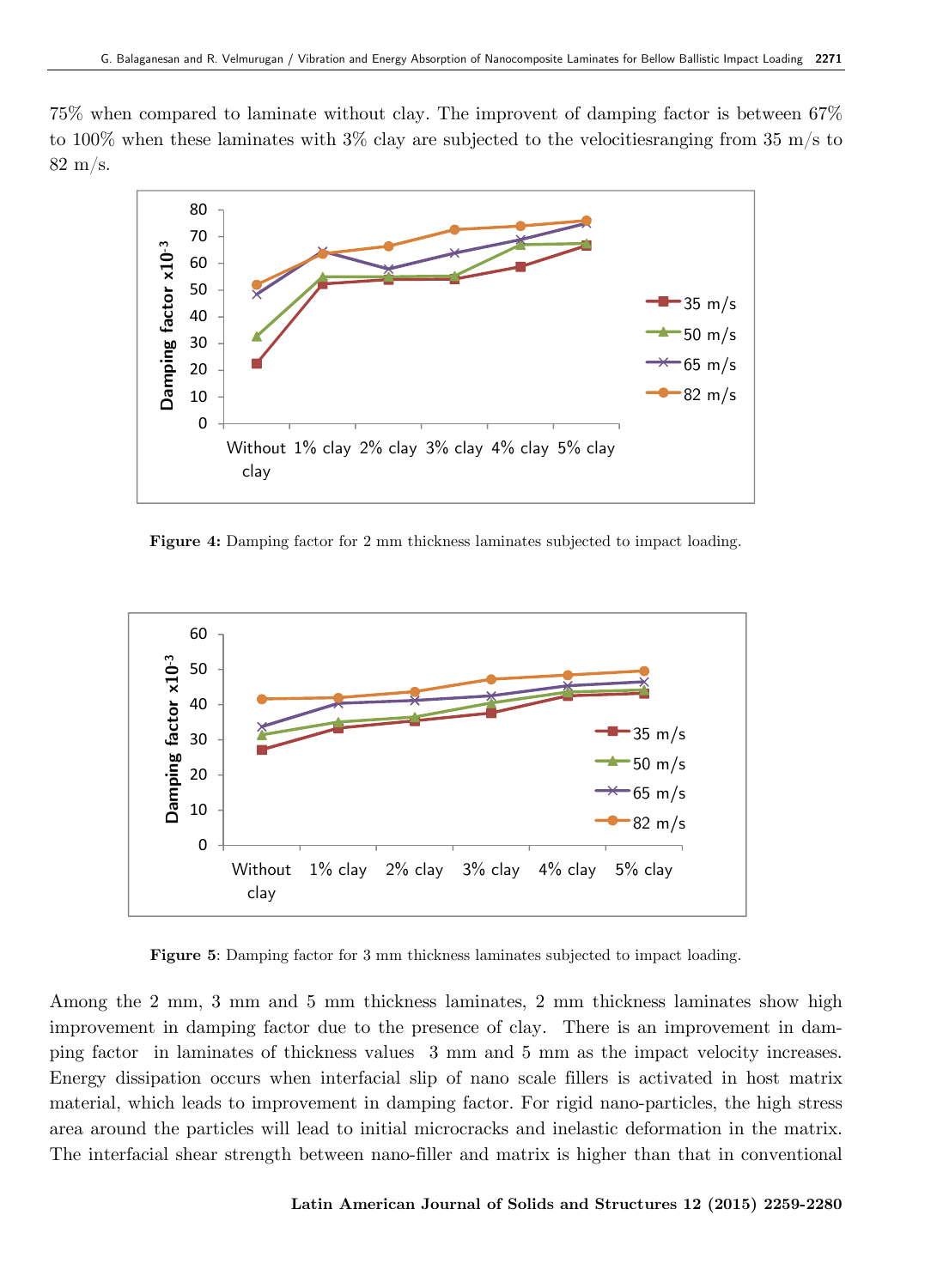75% when compared to laminate without clay. The improvent of damping factor is between 67% to 100% when these laminates with 3% clay are subjected to the velocitiesranging from 35 m/s to 82 m/s.

**Figure 4:** Damping factor for 2 mm thickness laminates subjected to impact loading.

**Figure 5**: Damping factor for 3 mm thickness laminates subjected to impact loading.

Among the 2 mm, 3 mm and 5 mm thickness laminates, 2 mm thickness laminates show high improvement in damping factor due to the presence of clay. There is an improvement in damping factor in laminates of thickness values 3 mm and 5 mm as the impact velocity increases. Energy dissipation occurs when interfacial slip of nano scale fillers is activated in host matrix material, which leads to improvement in damping factor. For rigid nano-particles, the high stress area around the particles will lead to initial microcracks and inelastic deformation in the matrix. The interfacial shear strength between nano-filler and matrix is higher than that in conventional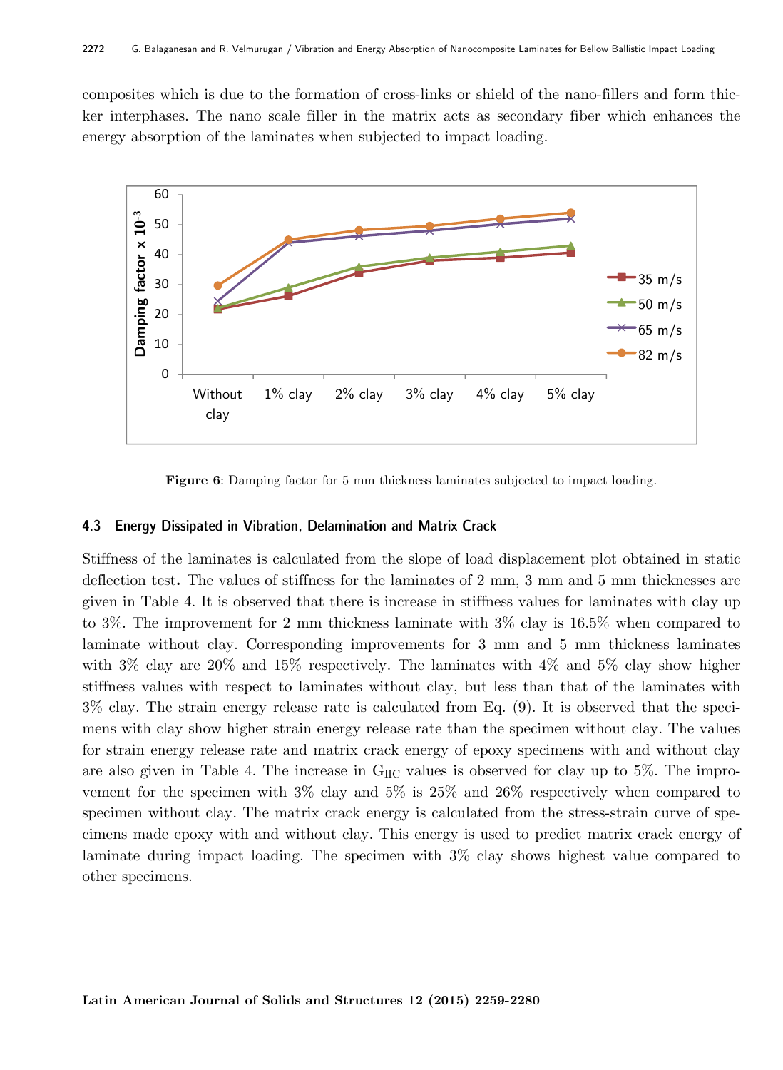composites which is due to the formation of cross-links or shield of the nano-fillers and form thicker interphases. The nano scale filler in the matrix acts as secondary fiber which enhances the energy absorption of the laminates when subjected to impact loading.

**Figure 6**: Damping factor for 5 mm thickness laminates subjected to impact loading.

### 4.3 Energy Dissipated in Vibration, Delamination and Matrix Crack

Stiffness of the laminates is calculated from the slope of load displacement plot obtained in static deflection test**.** The values of stiffness for the laminates of 2 mm, 3 mm and 5 mm thicknesses are given in Table 4. It is observed that there is increase in stiffness values for laminates with clay up to 3%. The improvement for 2 mm thickness laminate with 3% clay is 16.5% when compared to laminate without clay. Corresponding improvements for 3 mm and 5 mm thickness laminates with 3% clay are 20% and 15% respectively. The laminates with 4% and 5% clay show higher stiffness values with respect to laminates without clay, but less than that of the laminates with 3% clay. The strain energy release rate is calculated from Eq. (9). It is observed that the specimens with clay show higher strain energy release rate than the specimen without clay. The values for strain energy release rate and matrix crack energy of epoxy specimens with and without clay are also given in Table 4. The increase in $G_{IIC}$ values is observed for clay up to 5%. The improvement for the specimen with 3% clay and 5% is 25% and 26% respectively when compared to specimen without clay. The matrix crack energy is calculated from the stress-strain curve of specimens made epoxy with and without clay. This energy is used to predict matrix crack energy of laminate during impact loading. The specimen with 3% clay shows highest value compared to other specimens.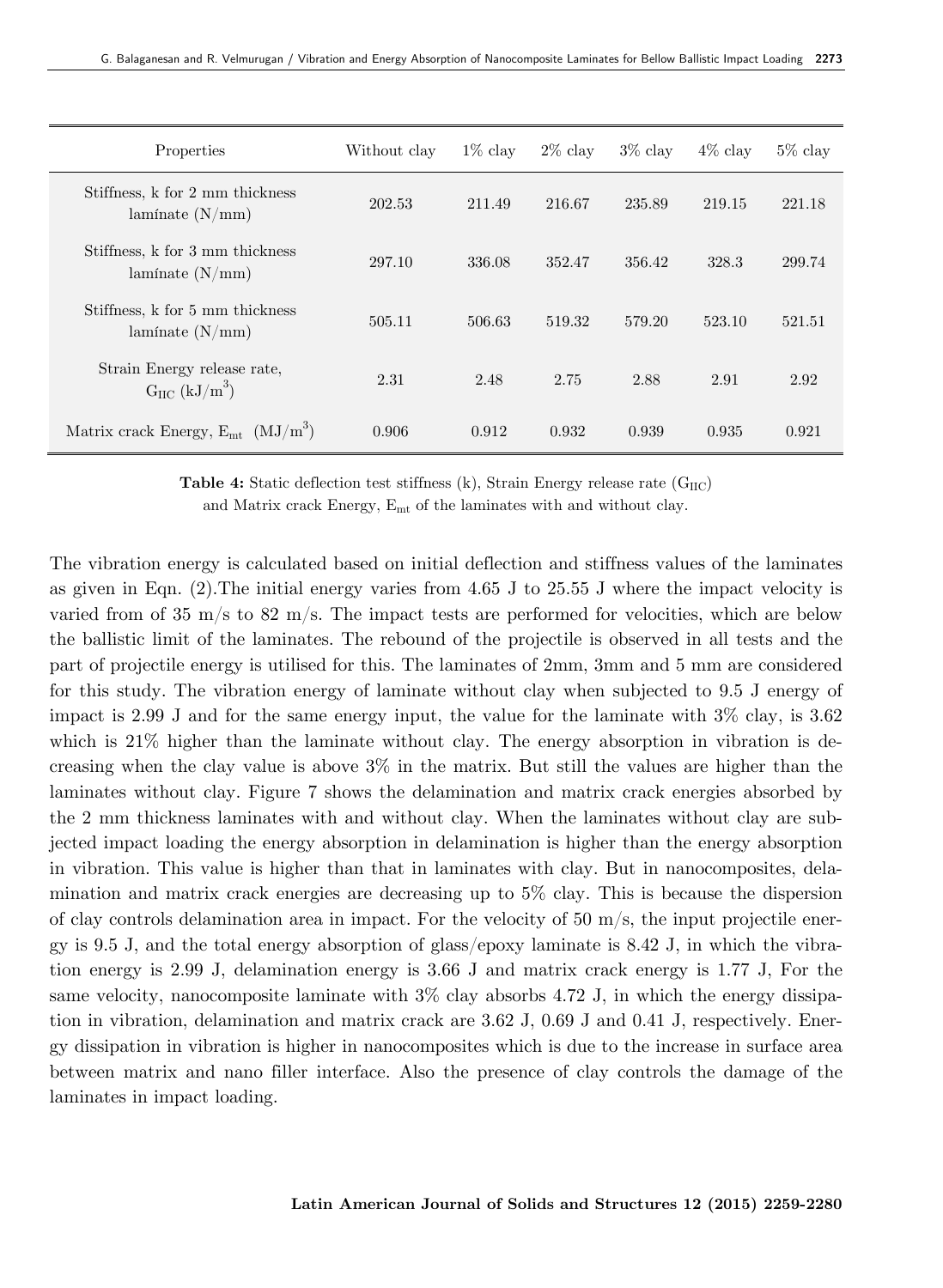| Properties | Without clay | 1% clay | 2% clay | 3% clay | 4% clay | 5% clay |
|---|---|---|---|---|---|---|
| Stiffness, k for 2 mm thickness lamínate (N/mm) | 202.53 | 211.49 | 216.67 | 235.89 | 219.15 | 221.18 |
| Stiffness, k for 3 mm thickness lamínate (N/mm) | 297.10 | 336.08 | 352.47 | 356.42 | 328.3 | 299.74 |
| Stiffness, k for 5 mm thickness lamínate (N/mm) | 505.11 | 506.63 | 519.32 | 579.20 | 523.10 | 521.51 |
| Strain Energy release rate, $G_{IIC}$ ($kJ/m^3$) | 2.31 | 2.48 | 2.75 | 2.88 | 2.91 | 2.92 |
| Matrix crack Energy, $E_{mt}$ ($MJ/m^3$) | 0.906 | 0.912 | 0.932 | 0.939 | 0.935 | 0.921 |

**Table 4:** Static deflection test stiffness (k), Strain Energy release rate ($G_{IIC}$) and Matrix crack Energy, $E_{mt}$ of the laminates with and without clay.

The vibration energy is calculated based on initial deflection and stiffness values of the laminates as given in Eqn. (2).The initial energy varies from 4.65 J to 25.55 J where the impact velocity is varied from of 35 m/s to 82 m/s. The impact tests are performed for velocities, which are below the ballistic limit of the laminates. The rebound of the projectile is observed in all tests and the part of projectile energy is utilised for this. The laminates of 2mm, 3mm and 5 mm are considered for this study. The vibration energy of laminate without clay when subjected to 9.5 J energy of impact is 2.99 J and for the same energy input, the value for the laminate with 3% clay, is 3.62 which is 21% higher than the laminate without clay. The energy absorption in vibration is decreasing when the clay value is above 3% in the matrix. But still the values are higher than the laminates without clay. Figure 7 shows the delamination and matrix crack energies absorbed by the 2 mm thickness laminates with and without clay. When the laminates without clay are subjected impact loading the energy absorption in delamination is higher than the energy absorption in vibration. This value is higher than that in laminates with clay. But in nanocomposites, delamination and matrix crack energies are decreasing up to 5% clay. This is because the dispersion of clay controls delamination area in impact. For the velocity of 50 m/s, the input projectile energy is 9.5 J, and the total energy absorption of glass/epoxy laminate is 8.42 J, in which the vibration energy is 2.99 J, delamination energy is 3.66 J and matrix crack energy is 1.77 J, For the same velocity, nanocomposite laminate with 3% clay absorbs 4.72 J, in which the energy dissipation in vibration, delamination and matrix crack are 3.62 J, 0.69 J and 0.41 J, respectively. Energy dissipation in vibration is higher in nanocomposites which is due to the increase in surface area between matrix and nano filler interface. Also the presence of clay controls the damage of the laminates in impact loading.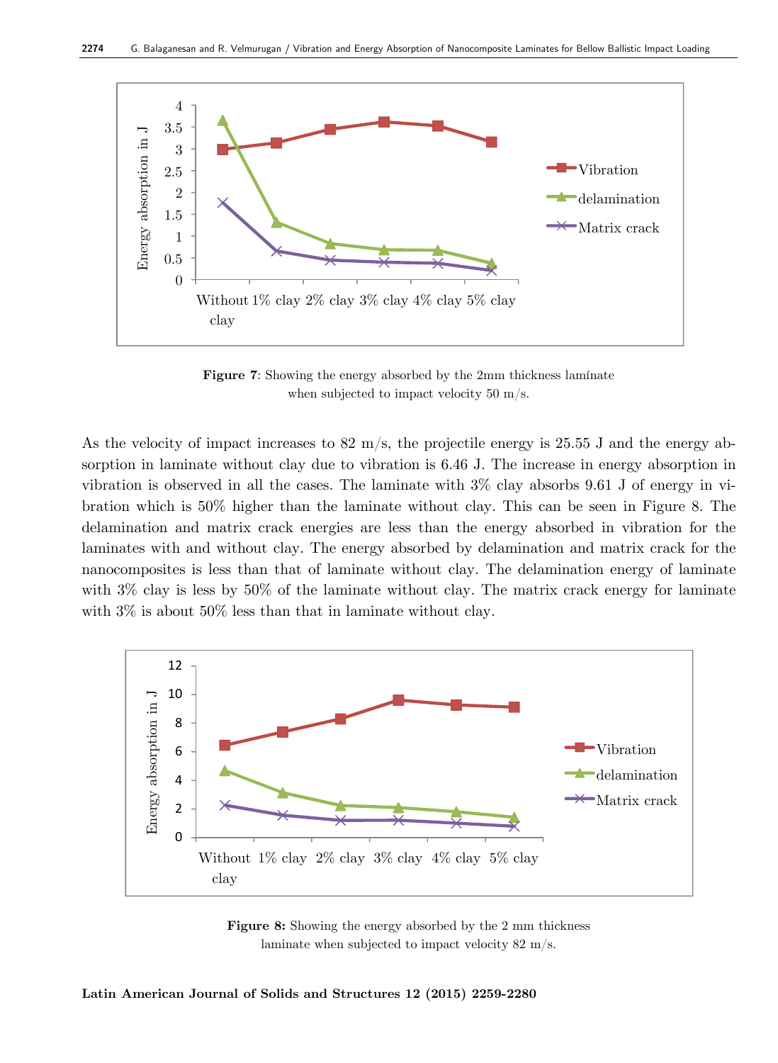**Figure 7**: Showing the energy absorbed by the 2mm thickness lamínate when subjected to impact velocity 50 m/s.

As the velocity of impact increases to 82 m/s, the projectile energy is 25.55 J and the energy absorption in laminate without clay due to vibration is 6.46 J. The increase in energy absorption in vibration is observed in all the cases. The laminate with 3% clay absorbs 9.61 J of energy in vibration which is 50% higher than the laminate without clay. This can be seen in Figure 8. The delamination and matrix crack energies are less than the energy absorbed in vibration for the laminates with and without clay. The energy absorbed by delamination and matrix crack for the nanocomposites is less than that of laminate without clay. The delamination energy of laminate with 3% clay is less by 50% of the laminate without clay. The matrix crack energy for laminate with 3% is about 50% less than that in laminate without clay.

**Figure 8:** Showing the energy absorbed by the 2 mm thickness laminate when subjected to impact velocity 82 m/s.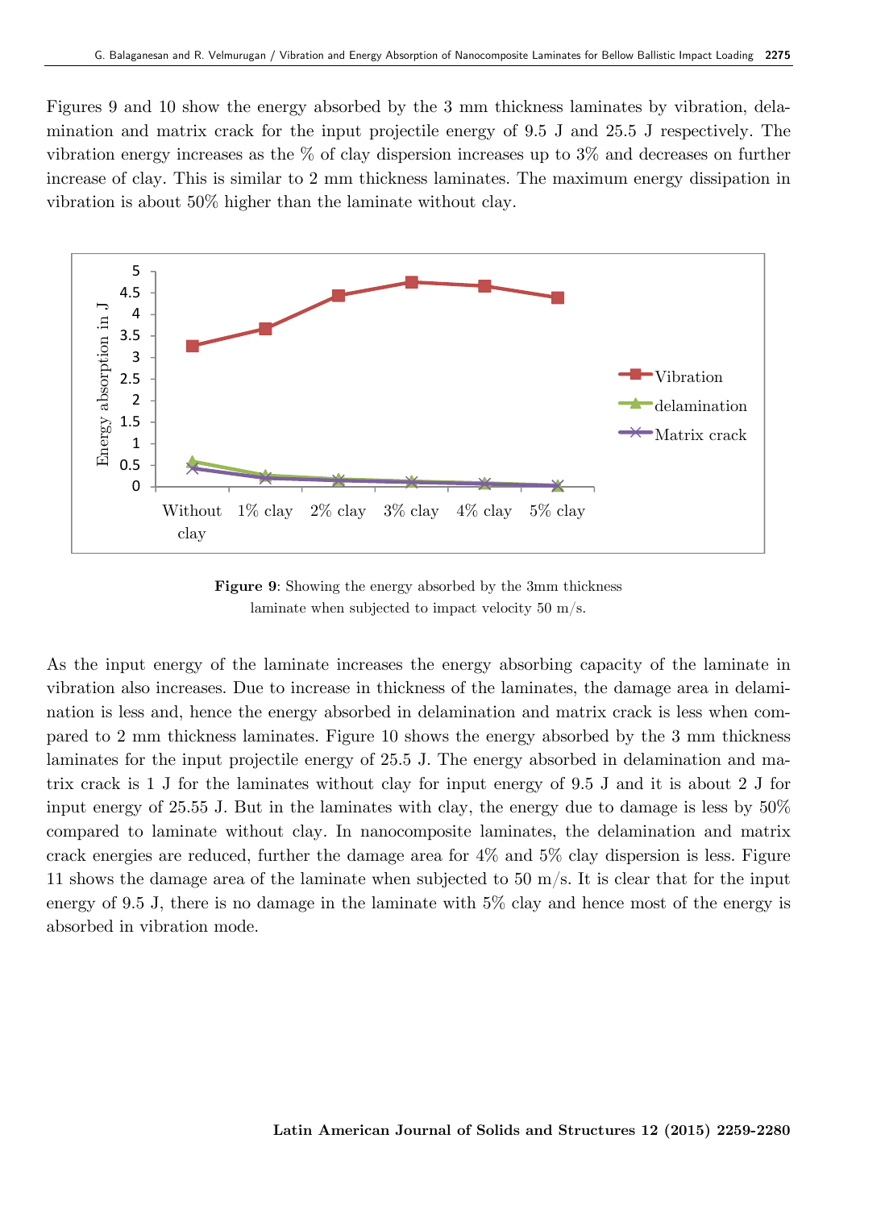Figures 9 and 10 show the energy absorbed by the 3 mm thickness laminates by vibration, delamination and matrix crack for the input projectile energy of 9.5 J and 25.5 J respectively. The vibration energy increases as the % of clay dispersion increases up to 3% and decreases on further increase of clay. This is similar to 2 mm thickness laminates. The maximum energy dissipation in vibration is about 50% higher than the laminate without clay.

**Figure 9**: Showing the energy absorbed by the 3mm thickness laminate when subjected to impact velocity 50 m/s.

As the input energy of the laminate increases the energy absorbing capacity of the laminate in vibration also increases. Due to increase in thickness of the laminates, the damage area in delamination is less and, hence the energy absorbed in delamination and matrix crack is less when compared to 2 mm thickness laminates. Figure 10 shows the energy absorbed by the 3 mm thickness laminates for the input projectile energy of 25.5 J. The energy absorbed in delamination and matrix crack is 1 J for the laminates without clay for input energy of 9.5 J and it is about 2 J for input energy of 25.55 J. But in the laminates with clay, the energy due to damage is less by 50% compared to laminate without clay. In nanocomposite laminates, the delamination and matrix crack energies are reduced, further the damage area for 4% and 5% clay dispersion is less. Figure 11 shows the damage area of the laminate when subjected to 50 m/s. It is clear that for the input energy of 9.5 J, there is no damage in the laminate with 5% clay and hence most of the energy is absorbed in vibration mode.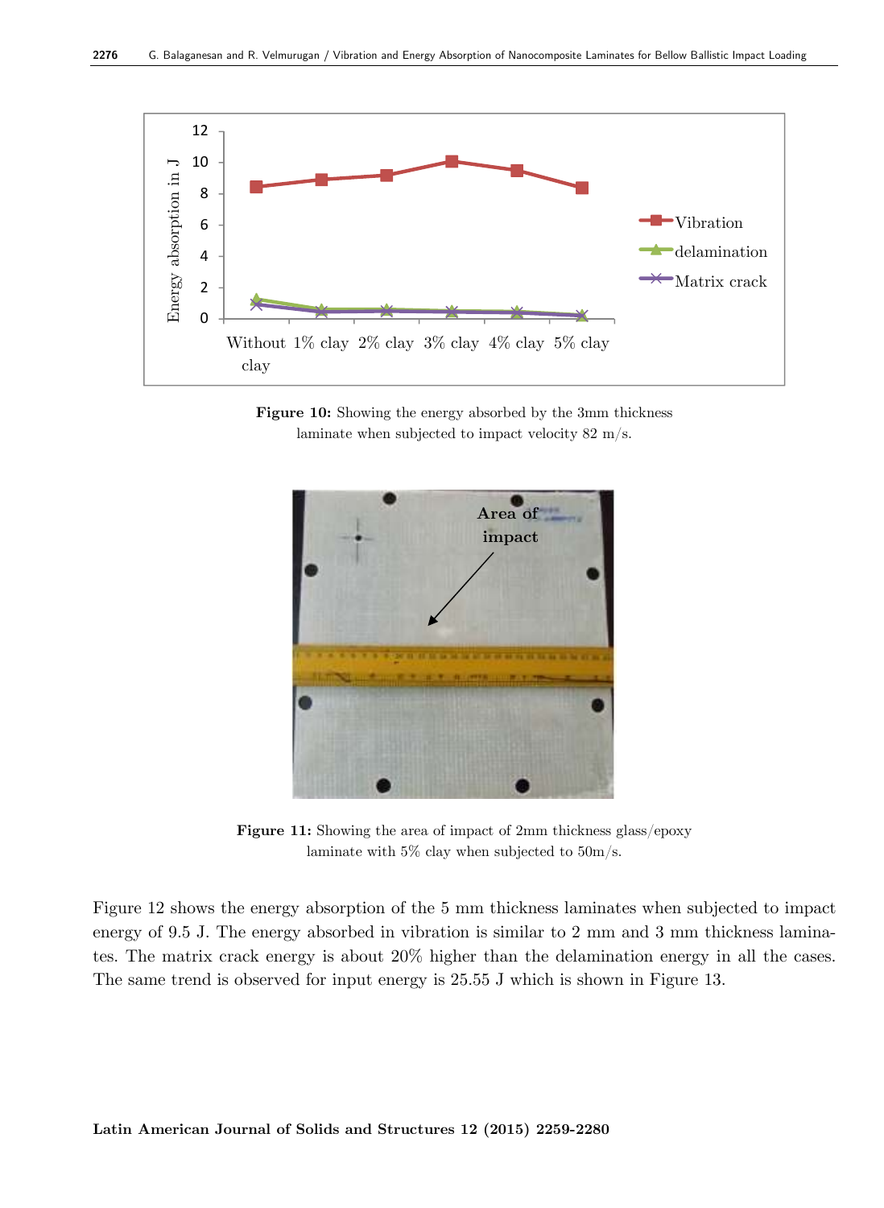Figure 10: Showing the energy absorbed by the 3mm thickness laminate when subjected to impact velocity 82 m/s.

Figure 11: Showing the area of impact of 2mm thickness glass/epoxy laminate with 5% clay when subjected to 50m/s.

Figure 12 shows the energy absorption of the 5 mm thickness laminates when subjected to impact energy of 9.5 J. The energy absorbed in vibration is similar to 2 mm and 3 mm thickness laminates. The matrix crack energy is about 20% higher than the delamination energy in all the cases. The same trend is observed for input energy is 25.55 J which is shown in Figure 13.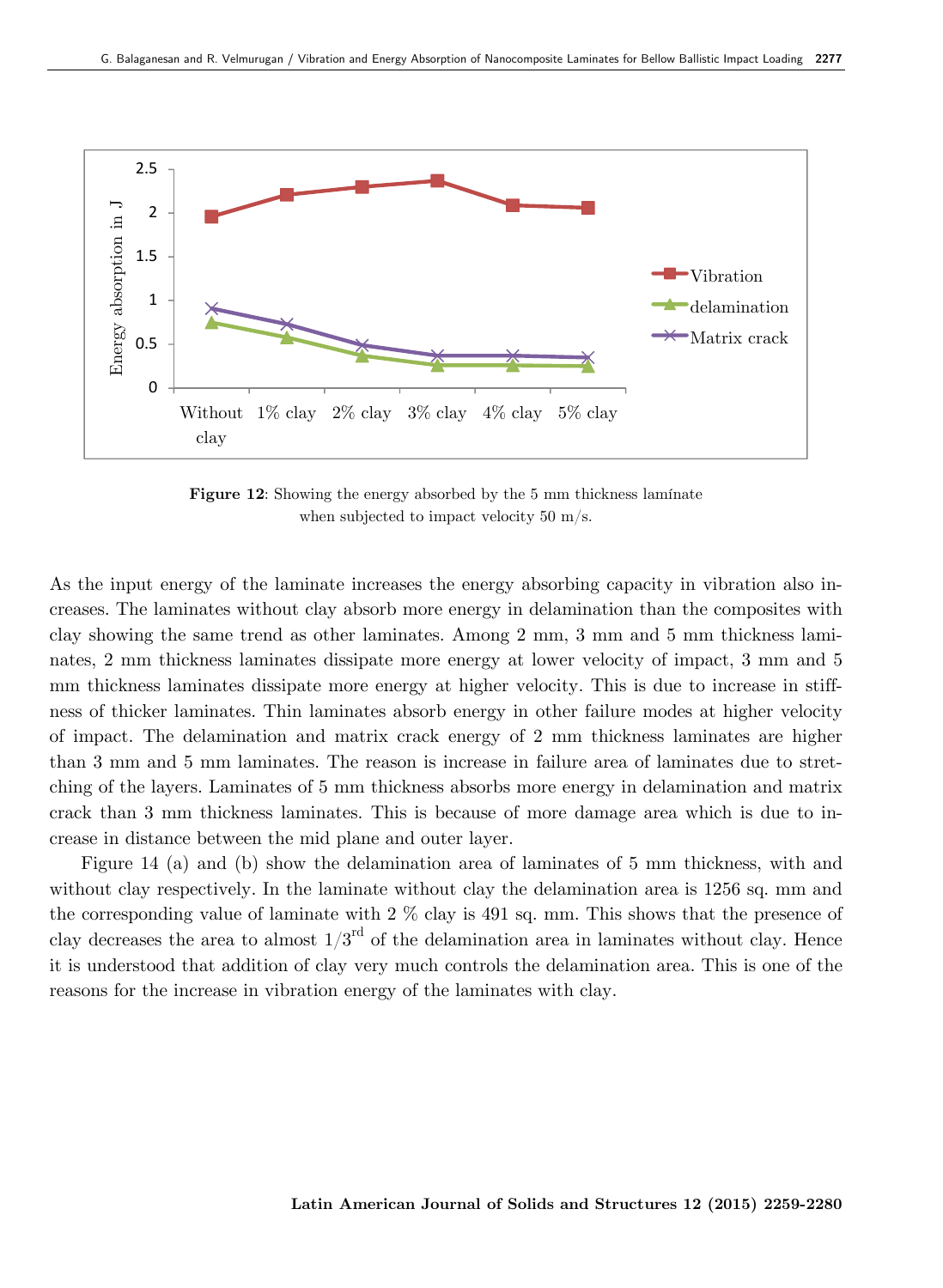**Figure 12**: Showing the energy absorbed by the 5 mm thickness lamínate when subjected to impact velocity 50 m/s.

As the input energy of the laminate increases the energy absorbing capacity in vibration also increases. The laminates without clay absorb more energy in delamination than the composites with clay showing the same trend as other laminates. Among 2 mm, 3 mm and 5 mm thickness laminates, 2 mm thickness laminates dissipate more energy at lower velocity of impact, 3 mm and 5 mm thickness laminates dissipate more energy at higher velocity. This is due to increase in stiffness of thicker laminates. Thin laminates absorb energy in other failure modes at higher velocity of impact. The delamination and matrix crack energy of 2 mm thickness laminates are higher than 3 mm and 5 mm laminates. The reason is increase in failure area of laminates due to stretching of the layers. Laminates of 5 mm thickness absorbs more energy in delamination and matrix crack than 3 mm thickness laminates. This is because of more damage area which is due to increase in distance between the mid plane and outer layer.

Figure 14 (a) and (b) show the delamination area of laminates of 5 mm thickness, with and without clay respectively. In the laminate without clay the delamination area is 1256 sq. mm and the corresponding value of laminate with 2 % clay is 491 sq. mm. This shows that the presence of clay decreases the area to almost $1/3^{rd}$ of the delamination area in laminates without clay. Hence it is understood that addition of clay very much controls the delamination area. This is one of the reasons for the increase in vibration energy of the laminates with clay.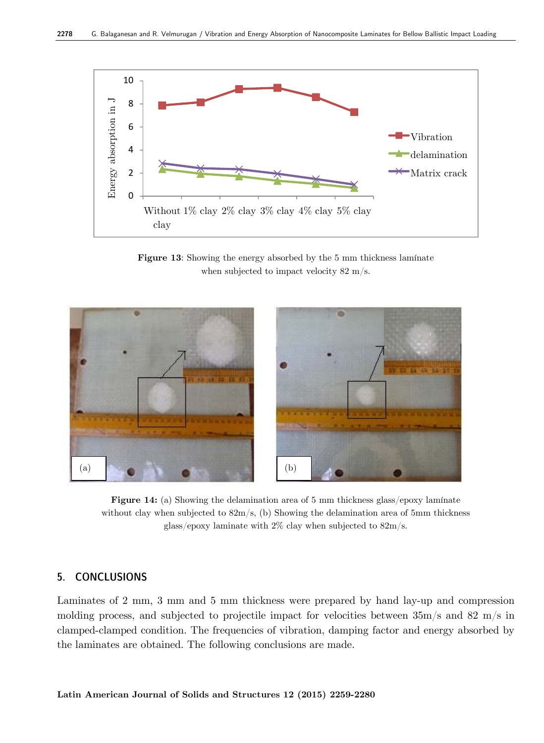Figure 13: Showing the energy absorbed by the 5 mm thickness lamínate when subjected to impact velocity 82 m/s.

Figure 14: (a) Showing the delamination area of 5 mm thickness glass/epoxy lamínate without clay when subjected to 82m/s, (b) Showing the delamination area of 5mm thickness glass/epoxy laminate with 2% clay when subjected to 82m/s.

## 5. CONCLUSIONS

Laminates of 2 mm, 3 mm and 5 mm thickness were prepared by hand lay-up and compression molding process, and subjected to projectile impact for velocities between 35m/s and 82 m/s in clamped-clamped condition. The frequencies of vibration, damping factor and energy absorbed by the laminates are obtained. The following conclusions are made.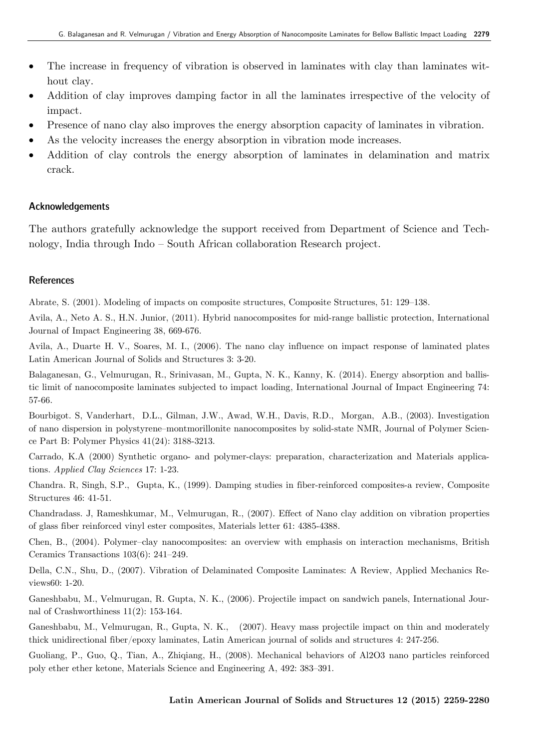- The increase in frequency of vibration is observed in laminates with clay than laminates without clay.
- Addition of clay improves damping factor in all the laminates irrespective of the velocity of impact.
- Presence of nano clay also improves the energy absorption capacity of laminates in vibration.
- As the velocity increases the energy absorption in vibration mode increases.
- Addition of clay controls the energy absorption of laminates in delamination and matrix crack.

## Acknowledgements

The authors gratefully acknowledge the support received from Department of Science and Technology, India through Indo – South African collaboration Research project.

## References

Abrate, S. (2001). Modeling of impacts on composite structures, Composite Structures, 51: 129–138.

Avila, A., Neto A. S., H.N. Junior, (2011). Hybrid nanocomposites for mid-range ballistic protection, International Journal of Impact Engineering 38, 669-676.

Avila, A., Duarte H. V., Soares, M. I., (2006). The nano clay influence on impact response of laminated plates Latin American Journal of Solids and Structures 3: 3-20.

Balaganesan, G., Velmurugan, R., Srinivasan, M., Gupta, N. K., Kanny, K. (2014). Energy absorption and ballistic limit of nanocomposite laminates subjected to impact loading, International Journal of Impact Engineering 74: 57-66.

Bourbigot. S, Vanderhart, D.L., Gilman, J.W., Awad, W.H., Davis, R.D., Morgan, A.B., (2003). Investigation of nano dispersion in polystyrene–montmorillonite nanocomposites by solid-state NMR, Journal of Polymer Science Part B: Polymer Physics 41(24): 3188-3213.

Carrado, K.A (2000) Synthetic organo- and polymer-clays: preparation, characterization and Materials applications. *Applied Clay Sciences* 17: 1-23.

Chandra. R, Singh, S.P., Gupta, K., (1999). Damping studies in fiber-reinforced composites-a review, Composite Structures 46: 41-51.

Chandradass. J, Rameshkumar, M., Velmurugan, R., (2007). Effect of Nano clay addition on vibration properties of glass fiber reinforced vinyl ester composites, Materials letter 61: 4385-4388.

Chen, B., (2004). Polymer–clay nanocomposites: an overview with emphasis on interaction mechanisms, British Ceramics Transactions 103(6): 241–249.

Della, C.N., Shu, D., (2007). Vibration of Delaminated Composite Laminates: A Review, Applied Mechanics Reviews60: 1-20.

Ganeshbabu, M., Velmurugan, R. Gupta, N. K., (2006). Projectile impact on sandwich panels, International Journal of Crashworthiness 11(2): 153-164.

Ganeshbabu, M., Velmurugan, R., Gupta, N. K., (2007). Heavy mass projectile impact on thin and moderately thick unidirectional fiber/epoxy laminates, Latin American journal of solids and structures 4: 247-256.

Guoliang, P., Guo, Q., Tian, A., Zhiqiang, H., (2008). Mechanical behaviors of Al2O3 nano particles reinforced poly ether ether ketone, Materials Science and Engineering A, 492: 383–391.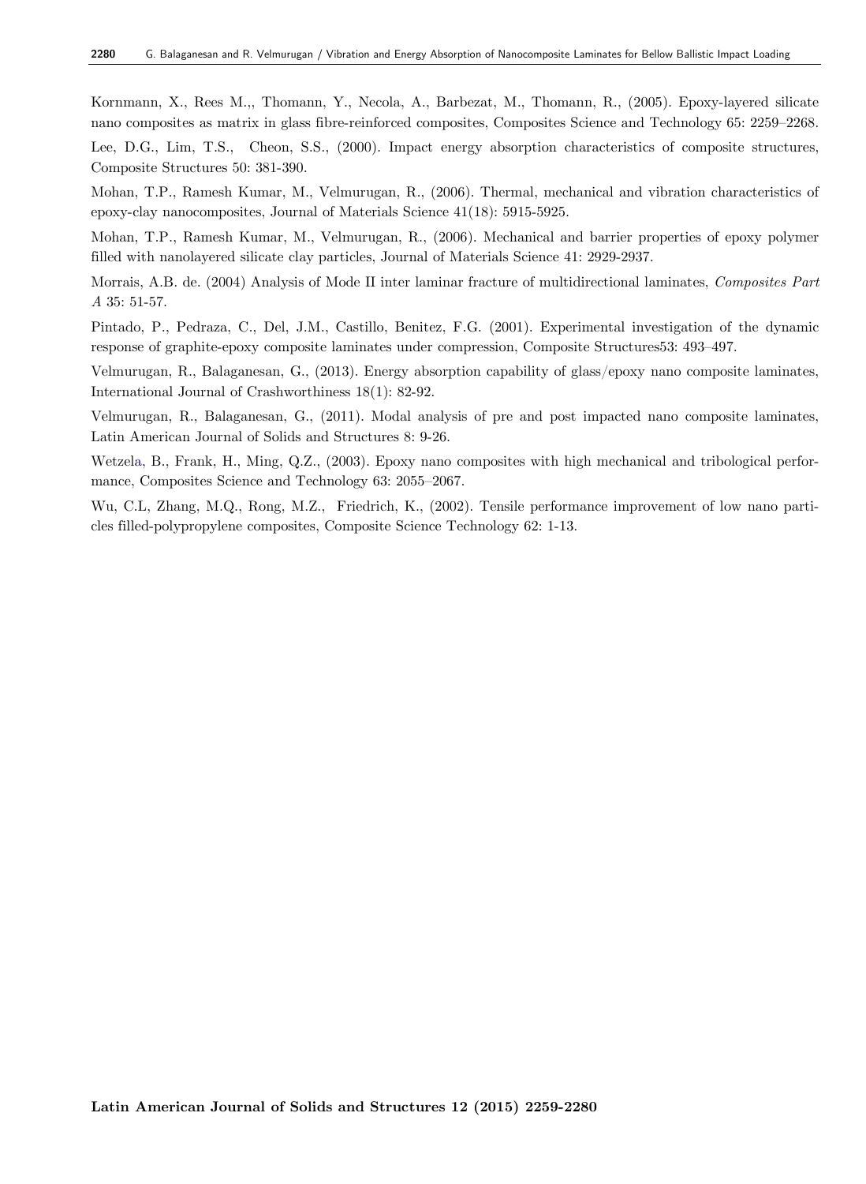Kornmann, X., Rees M.,, Thomann, Y., Necola, A., Barbezat, M., Thomann, R., (2005). Epoxy-layered silicate nano composites as matrix in glass fibre-reinforced composites, Composites Science and Technology 65: 2259–2268.

Lee, D.G., Lim, T.S., Cheon, S.S., (2000). Impact energy absorption characteristics of composite structures, Composite Structures 50: 381-390.

Mohan, T.P., Ramesh Kumar, M., Velmurugan, R., (2006). Thermal, mechanical and vibration characteristics of epoxy-clay nanocomposites, Journal of Materials Science 41(18): 5915-5925.

Mohan, T.P., Ramesh Kumar, M., Velmurugan, R., (2006). Mechanical and barrier properties of epoxy polymer filled with nanolayered silicate clay particles, Journal of Materials Science 41: 2929-2937.

Morrais, A.B. de. (2004) Analysis of Mode II inter laminar fracture of multidirectional laminates, *Composites Part A* 35: 51-57.

Pintado, P., Pedraza, C., Del, J.M., Castillo, Benitez, F.G. (2001). Experimental investigation of the dynamic response of graphite-epoxy composite laminates under compression, Composite Structures53: 493–497.

Velmurugan, R., Balaganesan, G., (2013). Energy absorption capability of glass/epoxy nano composite laminates, International Journal of Crashworthiness 18(1): 82-92.

Velmurugan, R., Balaganesan, G., (2011). Modal analysis of pre and post impacted nano composite laminates, Latin American Journal of Solids and Structures 8: 9-26.

Wetzela, B., Frank, H., Ming, Q.Z., (2003). Epoxy nano composites with high mechanical and tribological performance, Composites Science and Technology 63: 2055–2067.

Wu, C.L, Zhang, M.Q., Rong, M.Z., Friedrich, K., (2002). Tensile performance improvement of low nano particles filled-polypropylene composites, Composite Science Technology 62: 1-13.